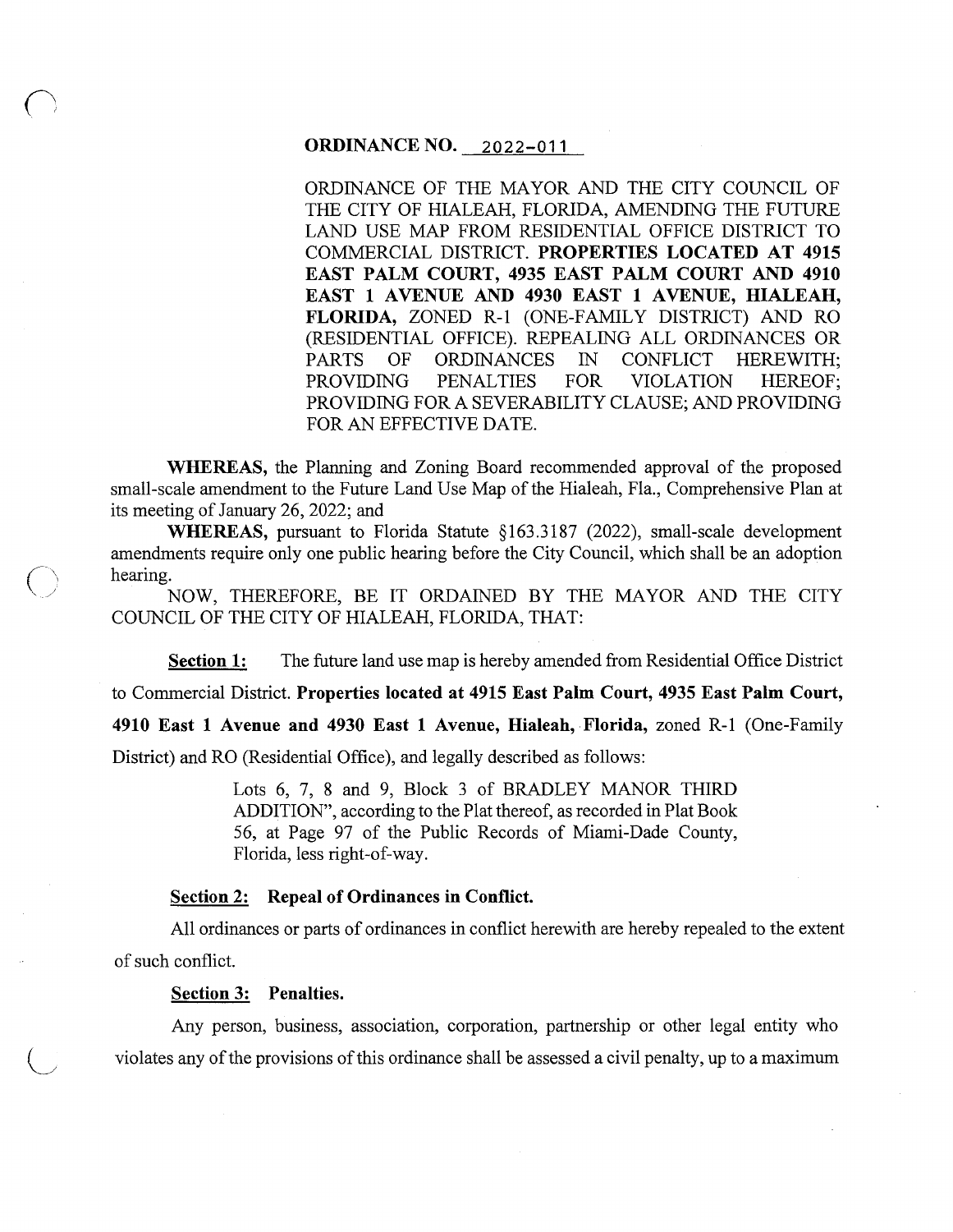**ORDINANCE NO. 2022-011**

ORDINANCE OF THE MAYOR AND THE CITY COUNCIL OF THE CITY OF HIALEAH, FLORIDA, AMENDING THE FUTURE LAND USE MAP FROM RESIDENTIAL OFFICE DISTRICT TO COMMERCIAL DISTRICT. **PROPERTIES LOCATED AT 4915 EAST PALM COURT, 4935 EAST PALM COURT AND 4910 EAST 1 AVENUE AND 4930 EAST 1 AVENUE, HIALEAH, FLORIDA,** ZONED R-1 (ONE-FAMILY DISTRICT) AND RO (RESIDENTIAL OFFICE). REPEALING ALL ORDINANCES OR PARTS OF ORDINANCES IN CONFLICT HEREWITH; PROVIDING PENALTIES FOR VIOLATION HEREOF; PROVIDING FOR A SEVERABILITY CLAUSE; AND PROVIDING FOR AN EFFECTIVE DATE.

**WHEREAS,** the Planning and Zoning Board recommended approval of the proposed small-scale amendment to the Future Land Use Map of the Hialeah, Fla., Comprehensive Plan at its meeting of January 26, 2022; and

**WHEREAS,** pursuant to Florida Statute §163.3187 (2022), small-scale development amendments require only one public hearing before the City Council, which shall be an adoption hearing.

NOW, THEREFORE, BE IT ORDAINED BY THE MAYOR AND THE CITY COUNCIL OF THE CITY OF HIALEAH, FLORIDA, THAT:

**Section 1:** The future land use map is hereby amended from Residential Office District to Commercial District. **Properties located at 4915 East Palm Court, 4935 East Palm Court, 4910 East 1 Avenue and 4930 East 1 Avenue, Hialeah, Florida,** zoned R-1 (One-Family District) and RO (Residential Office), and legally described as follows:

> Lots 6, 7, 8 and 9, Block 3 of BRADLEY MANOR THIRD ADDITION", according to the Plat thereof, as recorded in Plat Book 56, at Page 97 of the Public Records of Miami-Dade County, Florida, less right-of-way.

**Section 2: Repeal of Ordinances in Conflict.**

All ordinances or parts of ordinances in conflict herewith are hereby repealed to the extent of such conflict.

**Section 3: Penalties.**

Any person, business, association, corporation, partnership or other legal entity who violates any of the provisions of this ordinance shall be assessed a civil penalty, up to a maximum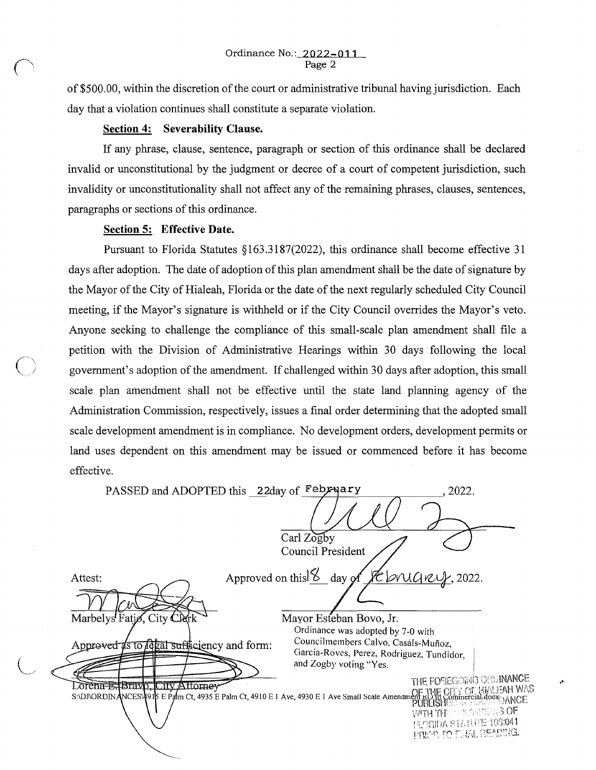of $500.00, within the discretion of the court or administrative tribunal having jurisdiction. Each day that a violation continues shall constitute a separate violation.

**Section 4: Severability Clause.**

If any phrase, clause, sentence, paragraph or section of this ordinance shall be declared invalid or unconstitutional by the judgment or decree of a court of competent jurisdiction, such invalidity or unconstitutionality shall not affect any of the remaining phrases, clauses, sentences, paragraphs or sections of this ordinance.

**Section 5: Effective Date.**

Pursuant to Florida Statutes §163.3187(2022), this ordinance shall become effective 31 days after adoption. The date of adoption of this plan amendment shall be the date of signature by the Mayor of the City of Hialeah, Florida or the date of the next regularly scheduled City Council meeting, if the Mayor's signature is withheld or if the City Council overrides the Mayor's veto. Anyone seeking to challenge the compliance of this small-scale plan amendment shall file a petition with the Division of Administrative Hearings within 30 days following the local government's adoption of the amendment. If challenged within 30 days after adoption, this small scale plan amendment shall not be effective until the state land planning agency of the Administration Commission, respectively, issues a final order determining that the adopted small scale development amendment is in compliance. No development orders, development permits or land uses dependent on this amendment may be issued or commenced before it has become effective.

PASSED and ADOPTED this 22day of February, 2022.

Carl Zogby
Council President

Attest:

Approved on this 18 day of February, 2022.

Marbelys Fatjo, City Clerk

Mayor Esteban Bovo, Jr.

Approved as to legal sufficiency and form:

Ordinance was adopted by 7-0 with Councilmembers Calvo, Casáls-Muñoz, Garcia-Roves, Perez, Rodriguez, Tundidor, and Zogby voting "Yes.

Lorena E. Bravo, City Attorney

THE FOREGOING ORDINANCE OF THE CITY OF HIALEAH WAS PUBLISHED IN ACCORDANCE WITH THE PROVISIONS OF FLORIDA STATUTE 166.041 PRIOR TO FINAL READING.

S:\DJ\ORDINANCES\4915 E Palm Ct, 4935 E Palm Ct, 4910 E 1 Ave, 4930 E 1 Ave Small Scale Amendment R0 to Commercial.docx